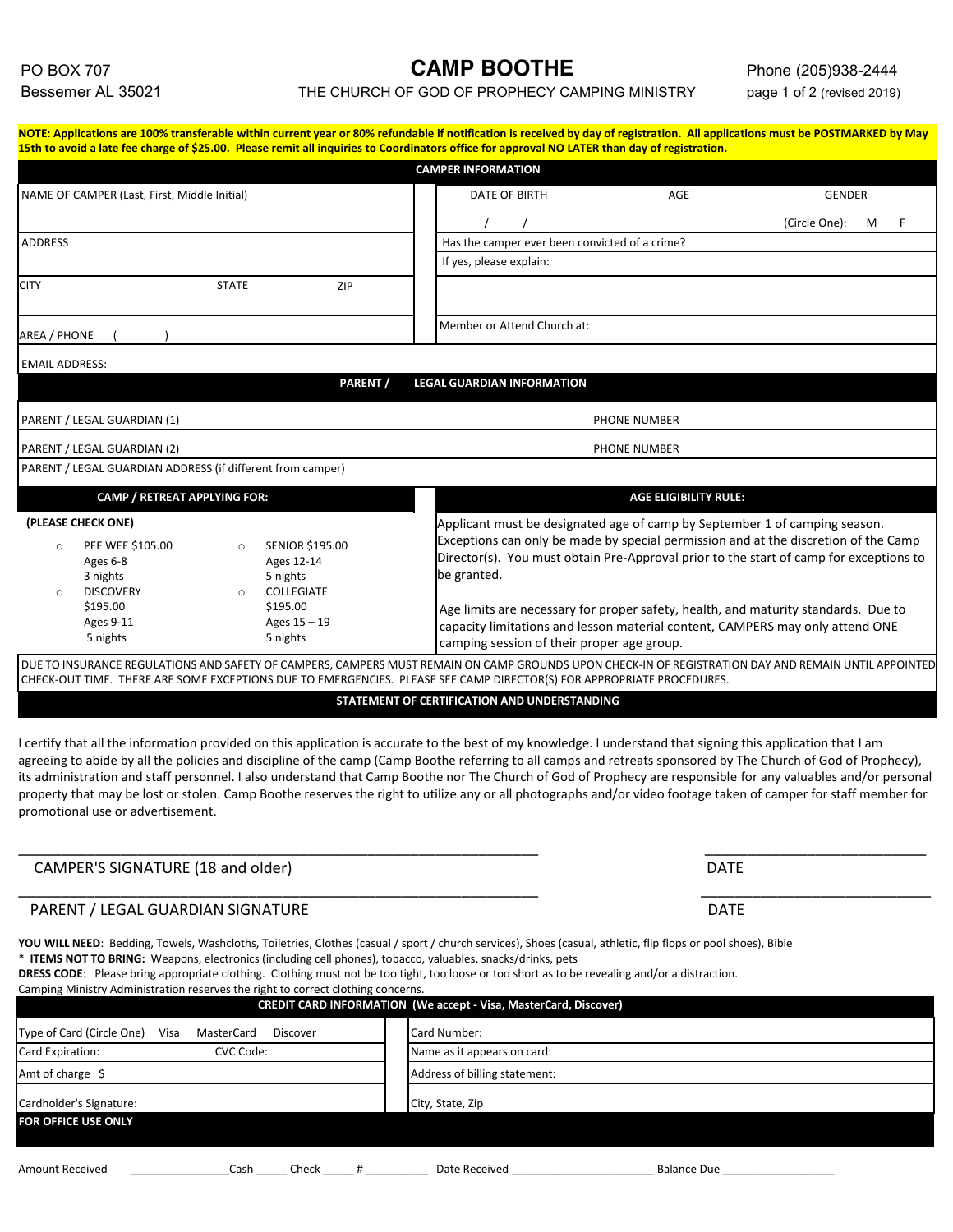PO BOX 707
Bessemer AL 35021

# CAMP BOOTHE

THE CHURCH OF GOD OF PROPHECY CAMPING MINISTRY

Phone (205)938-2444
(revised 2019)

**NOTE: Applications are 100% transferable within current year or 80% refundable if notification is received by day of registration. All applications must be POSTMARKED by May 15th to avoid a late fee charge of $25.00. Please remit all inquiries to Coordinators office for approval NO LATER than day of registration.**

## CAMPER INFORMATION

| | |
|---|---|
| NAME OF CAMPER (Last, First, Middle Initial) | DATE OF BIRTH / / &nbsp;&nbsp; AGE &nbsp;&nbsp; GENDER (Circle One): M F |
| ADDRESS | Has the camper ever been convicted of a crime? |
| | If yes, please explain: |
| CITY &nbsp;&nbsp; STATE &nbsp;&nbsp; ZIP | |
| AREA / PHONE ( ) | Member or Attend Church at: |
| EMAIL ADDRESS: | |

## PARENT / LEGAL GUARDIAN INFORMATION

| | |
|---|---|
| PARENT / LEGAL GUARDIAN (1) | PHONE NUMBER |
| PARENT / LEGAL GUARDIAN (2) | PHONE NUMBER |
| PARENT / LEGAL GUARDIAN ADDRESS (if different from camper) | |

## CAMP / RETREAT APPLYING FOR:

**(PLEASE CHECK ONE)**

- ○ PEE WEE $105.00 — Ages 6-8 — 3 nights
- ○ DISCOVERY $195.00 — Ages 9-11 — 5 nights
- ○ SENIOR $195.00 — Ages 12-14 — 5 nights
- ○ COLLEGIATE $195.00 — Ages 15 – 19 — 5 nights

## AGE ELIGIBILITY RULE:

Applicant must be designated age of camp by September 1 of camping season. Exceptions can only be made by special permission and at the discretion of the Camp Director(s). You must obtain Pre-Approval prior to the start of camp for exceptions to be granted.

Age limits are necessary for proper safety, health, and maturity standards. Due to capacity limitations and lesson material content, CAMPERS may only attend ONE camping session of their proper age group.

DUE TO INSURANCE REGULATIONS AND SAFETY OF CAMPERS, CAMPERS MUST REMAIN ON CAMP GROUNDS UPON CHECK-IN OF REGISTRATION DAY AND REMAIN UNTIL APPOINTED CHECK-OUT TIME. THERE ARE SOME EXCEPTIONS DUE TO EMERGENCIES. PLEASE SEE CAMP DIRECTOR(S) FOR APPROPRIATE PROCEDURES.

## STATEMENT OF CERTIFICATION AND UNDERSTANDING

I certify that all the information provided on this application is accurate to the best of my knowledge. I understand that signing this application that I am agreeing to abide by all the policies and discipline of the camp (Camp Boothe referring to all camps and retreats sponsored by The Church of God of Prophecy), its administration and staff personnel. I also understand that Camp Boothe nor The Church of God of Prophecy are responsible for any valuables and/or personal property that may be lost or stolen. Camp Boothe reserves the right to utilize any or all photographs and/or video footage taken of camper for staff member for promotional use or advertisement.

_______________________________________________ &nbsp;&nbsp; ______________________
CAMPER'S SIGNATURE (18 and older) &nbsp;&nbsp; DATE

_______________________________________________ &nbsp;&nbsp; ______________________
PARENT / LEGAL GUARDIAN SIGNATURE &nbsp;&nbsp; DATE

**YOU WILL NEED**: Bedding, Towels, Washcloths, Toiletries, Clothes (casual / sport / church services), Shoes (casual, athletic, flip flops or pool shoes), Bible
* **ITEMS NOT TO BRING:** Weapons, electronics (including cell phones), tobacco, valuables, snacks/drinks, pets
**DRESS CODE**: Please bring appropriate clothing. Clothing must not be too tight, too loose or too short as to be revealing and/or a distraction.
Camping Ministry Administration reserves the right to correct clothing concerns.

## CREDIT CARD INFORMATION (We accept - Visa, MasterCard, Discover)

| | |
|---|---|
| Type of Card (Circle One) Visa MasterCard Discover | Card Number: |
| Card Expiration: &nbsp;&nbsp; CVC Code: | Name as it appears on card: |
| Amt of charge $ | Address of billing statement: |
| Cardholder's Signature: | City, State, Zip |

**FOR OFFICE USE ONLY**

Amount Received ________________ Cash _____ Check _____ # __________ Date Received ______________________ Balance Due __________________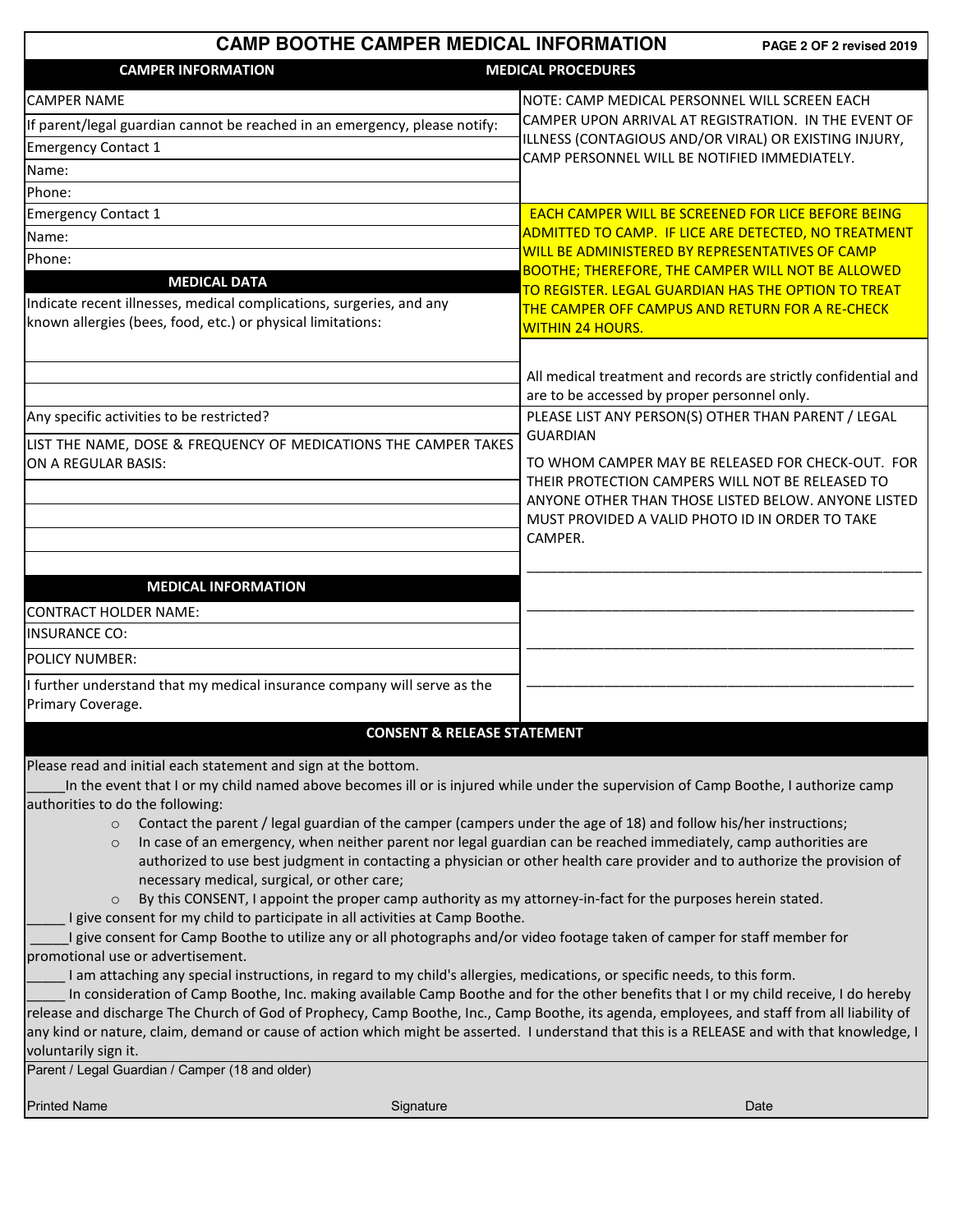# CAMP BOOTHE CAMPER MEDICAL INFORMATION

PAGE 2 OF 2 revised 2019

## CAMPER INFORMATION

CAMPER NAME

If parent/legal guardian cannot be reached in an emergency, please notify:

Emergency Contact 1

Name:

Phone:

Emergency Contact 1

Name:

Phone:

## MEDICAL DATA

Indicate recent illnesses, medical complications, surgeries, and any known allergies (bees, food, etc.) or physical limitations:

Any specific activities to be restricted?

LIST THE NAME, DOSE & FREQUENCY OF MEDICATIONS THE CAMPER TAKES ON A REGULAR BASIS:

## MEDICAL INFORMATION

CONTRACT HOLDER NAME:

INSURANCE CO:

POLICY NUMBER:

I further understand that my medical insurance company will serve as the Primary Coverage.

## MEDICAL PROCEDURES

NOTE: CAMP MEDICAL PERSONNEL WILL SCREEN EACH CAMPER UPON ARRIVAL AT REGISTRATION. IN THE EVENT OF ILLNESS (CONTAGIOUS AND/OR VIRAL) OR EXISTING INJURY, CAMP PERSONNEL WILL BE NOTIFIED IMMEDIATELY.

EACH CAMPER WILL BE SCREENED FOR LICE BEFORE BEING ADMITTED TO CAMP. IF LICE ARE DETECTED, NO TREATMENT WILL BE ADMINISTERED BY REPRESENTATIVES OF CAMP BOOTHE; THEREFORE, THE CAMPER WILL NOT BE ALLOWED TO REGISTER. LEGAL GUARDIAN HAS THE OPTION TO TREAT THE CAMPER OFF CAMPUS AND RETURN FOR A RE-CHECK WITHIN 24 HOURS.

All medical treatment and records are strictly confidential and are to be accessed by proper personnel only.

PLEASE LIST ANY PERSON(S) OTHER THAN PARENT / LEGAL GUARDIAN

TO WHOM CAMPER MAY BE RELEASED FOR CHECK-OUT. FOR THEIR PROTECTION CAMPERS WILL NOT BE RELEASED TO ANYONE OTHER THAN THOSE LISTED BELOW. ANYONE LISTED MUST PROVIDED A VALID PHOTO ID IN ORDER TO TAKE CAMPER.

______________________________________________________

______________________________________________________

______________________________________________________

______________________________________________________

## CONSENT & RELEASE STATEMENT

Please read and initial each statement and sign at the bottom.

_____In the event that I or my child named above becomes ill or is injured while under the supervision of Camp Boothe, I authorize camp authorities to do the following:

- Contact the parent / legal guardian of the camper (campers under the age of 18) and follow his/her instructions;
- In case of an emergency, when neither parent nor legal guardian can be reached immediately, camp authorities are authorized to use best judgment in contacting a physician or other health care provider and to authorize the provision of necessary medical, surgical, or other care;
- By this CONSENT, I appoint the proper camp authority as my attorney-in-fact for the purposes herein stated.

_____ I give consent for my child to participate in all activities at Camp Boothe.

_____I give consent for Camp Boothe to utilize any or all photographs and/or video footage taken of camper for staff member for promotional use or advertisement.

_____ I am attaching any special instructions, in regard to my child's allergies, medications, or specific needs, to this form.

_____ In consideration of Camp Boothe, Inc. making available Camp Boothe and for the other benefits that I or my child receive, I do hereby release and discharge The Church of God of Prophecy, Camp Boothe, Inc., Camp Boothe, its agenda, employees, and staff from all liability of any kind or nature, claim, demand or cause of action which might be asserted. I understand that this is a RELEASE and with that knowledge, I voluntarily sign it.

Parent / Legal Guardian / Camper (18 and older)

| Printed Name | Signature | Date |
|---|---|---|